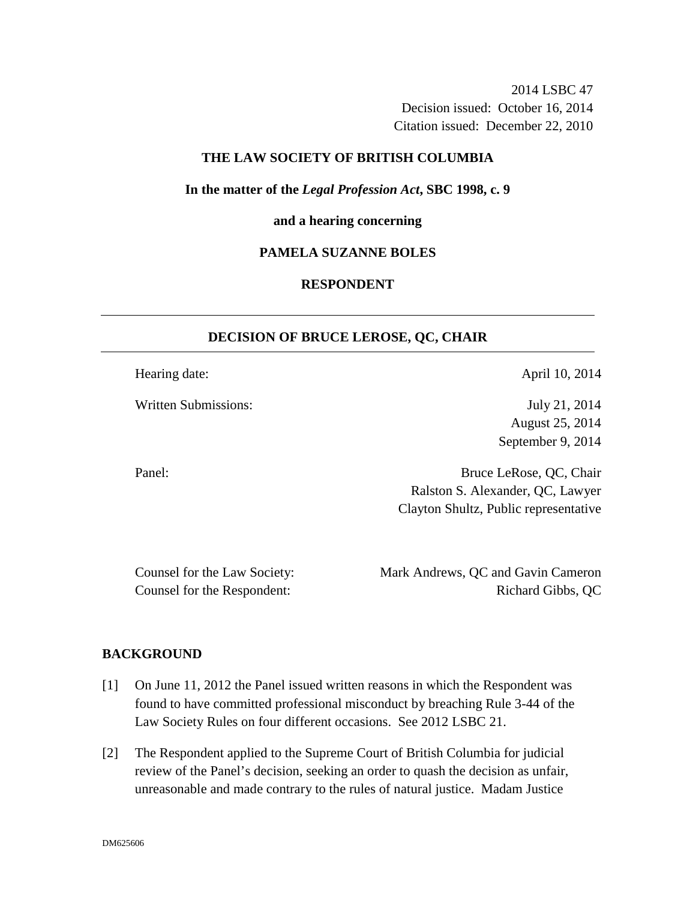2014 LSBC 47
Decision issued: October 16, 2014
Citation issued: December 22, 2010

**THE LAW SOCIETY OF BRITISH COLUMBIA**

**In the matter of the *Legal Profession Act*, SBC 1998, c. 9**

**and a hearing concerning**

**PAMELA SUZANNE BOLES**

**RESPONDENT**

---

## DECISION OF BRUCE LEROSE, QC, CHAIR

---

| | |
|---|---|
| Hearing date: | April 10, 2014 |
| Written Submissions: | July 21, 2014<br>August 25, 2014<br>September 9, 2014 |
| Panel: | Bruce LeRose, QC, Chair<br>Ralston S. Alexander, QC, Lawyer<br>Clayton Shultz, Public representative |

| | |
|---|---|
| Counsel for the Law Society: | Mark Andrews, QC and Gavin Cameron |
| Counsel for the Respondent: | Richard Gibbs, QC |

## BACKGROUND

[1] On June 11, 2012 the Panel issued written reasons in which the Respondent was found to have committed professional misconduct by breaching Rule 3-44 of the Law Society Rules on four different occasions. See 2012 LSBC 21.

[2] The Respondent applied to the Supreme Court of British Columbia for judicial review of the Panel's decision, seeking an order to quash the decision as unfair, unreasonable and made contrary to the rules of natural justice. Madam Justice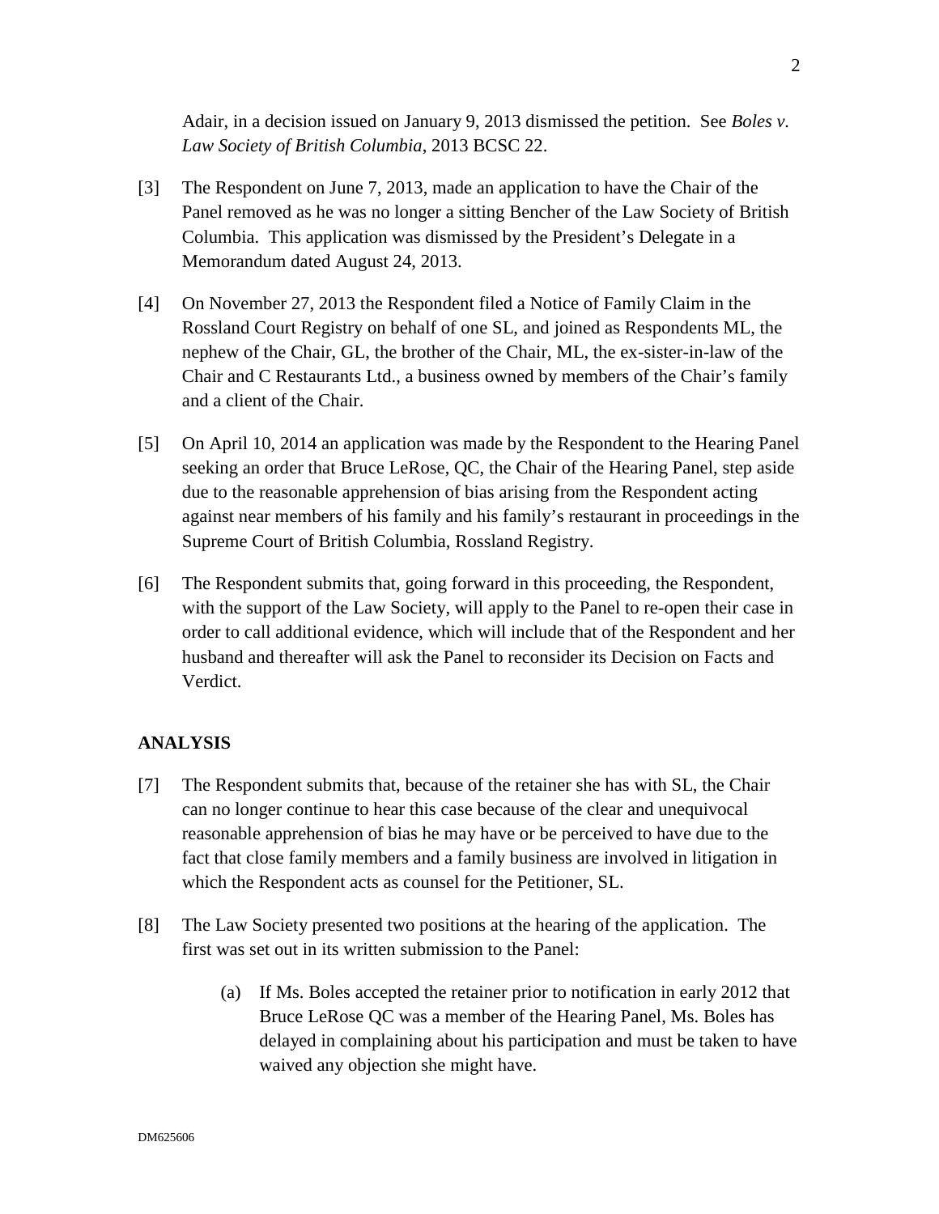Adair, in a decision issued on January 9, 2013 dismissed the petition. See *Boles v. Law Society of British Columbia*, 2013 BCSC 22.

[3] The Respondent on June 7, 2013, made an application to have the Chair of the Panel removed as he was no longer a sitting Bencher of the Law Society of British Columbia. This application was dismissed by the President's Delegate in a Memorandum dated August 24, 2013.

[4] On November 27, 2013 the Respondent filed a Notice of Family Claim in the Rossland Court Registry on behalf of one SL, and joined as Respondents ML, the nephew of the Chair, GL, the brother of the Chair, ML, the ex-sister-in-law of the Chair and C Restaurants Ltd., a business owned by members of the Chair's family and a client of the Chair.

[5] On April 10, 2014 an application was made by the Respondent to the Hearing Panel seeking an order that Bruce LeRose, QC, the Chair of the Hearing Panel, step aside due to the reasonable apprehension of bias arising from the Respondent acting against near members of his family and his family's restaurant in proceedings in the Supreme Court of British Columbia, Rossland Registry.

[6] The Respondent submits that, going forward in this proceeding, the Respondent, with the support of the Law Society, will apply to the Panel to re-open their case in order to call additional evidence, which will include that of the Respondent and her husband and thereafter will ask the Panel to reconsider its Decision on Facts and Verdict.

## ANALYSIS

[7] The Respondent submits that, because of the retainer she has with SL, the Chair can no longer continue to hear this case because of the clear and unequivocal reasonable apprehension of bias he may have or be perceived to have due to the fact that close family members and a family business are involved in litigation in which the Respondent acts as counsel for the Petitioner, SL.

[8] The Law Society presented two positions at the hearing of the application. The first was set out in its written submission to the Panel:

> (a) If Ms. Boles accepted the retainer prior to notification in early 2012 that Bruce LeRose QC was a member of the Hearing Panel, Ms. Boles has delayed in complaining about his participation and must be taken to have waived any objection she might have.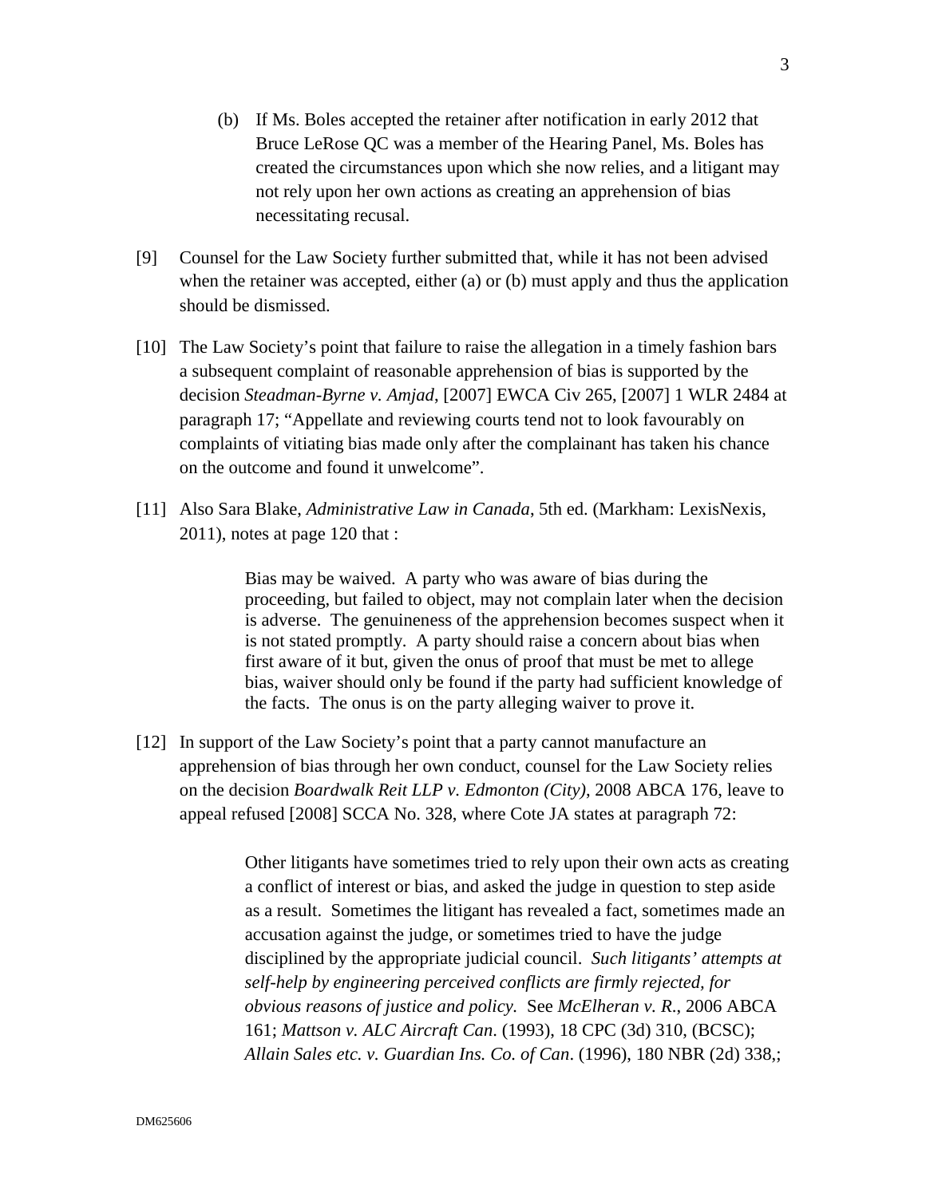(b) If Ms. Boles accepted the retainer after notification in early 2012 that Bruce LeRose QC was a member of the Hearing Panel, Ms. Boles has created the circumstances upon which she now relies, and a litigant may not rely upon her own actions as creating an apprehension of bias necessitating recusal.

[9] Counsel for the Law Society further submitted that, while it has not been advised when the retainer was accepted, either (a) or (b) must apply and thus the application should be dismissed.

[10] The Law Society's point that failure to raise the allegation in a timely fashion bars a subsequent complaint of reasonable apprehension of bias is supported by the decision *Steadman-Byrne v. Amjad*, [2007] EWCA Civ 265, [2007] 1 WLR 2484 at paragraph 17; "Appellate and reviewing courts tend not to look favourably on complaints of vitiating bias made only after the complainant has taken his chance on the outcome and found it unwelcome".

[11] Also Sara Blake, *Administrative Law in Canada*, 5th ed. (Markham: LexisNexis, 2011), notes at page 120 that :

> Bias may be waived. A party who was aware of bias during the proceeding, but failed to object, may not complain later when the decision is adverse. The genuineness of the apprehension becomes suspect when it is not stated promptly. A party should raise a concern about bias when first aware of it but, given the onus of proof that must be met to allege bias, waiver should only be found if the party had sufficient knowledge of the facts. The onus is on the party alleging waiver to prove it.

[12] In support of the Law Society's point that a party cannot manufacture an apprehension of bias through her own conduct, counsel for the Law Society relies on the decision *Boardwalk Reit LLP v. Edmonton (City)*, 2008 ABCA 176, leave to appeal refused [2008] SCCA No. 328, where Cote JA states at paragraph 72:

> Other litigants have sometimes tried to rely upon their own acts as creating a conflict of interest or bias, and asked the judge in question to step aside as a result. Sometimes the litigant has revealed a fact, sometimes made an accusation against the judge, or sometimes tried to have the judge disciplined by the appropriate judicial council. *Such litigants' attempts at self-help by engineering perceived conflicts are firmly rejected, for obvious reasons of justice and policy.* See *McElheran v. R.*, 2006 ABCA 161; *Mattson v. ALC Aircraft Can.* (1993), 18 CPC (3d) 310, (BCSC); *Allain Sales etc. v. Guardian Ins. Co. of Can*. (1996), 180 NBR (2d) 338,;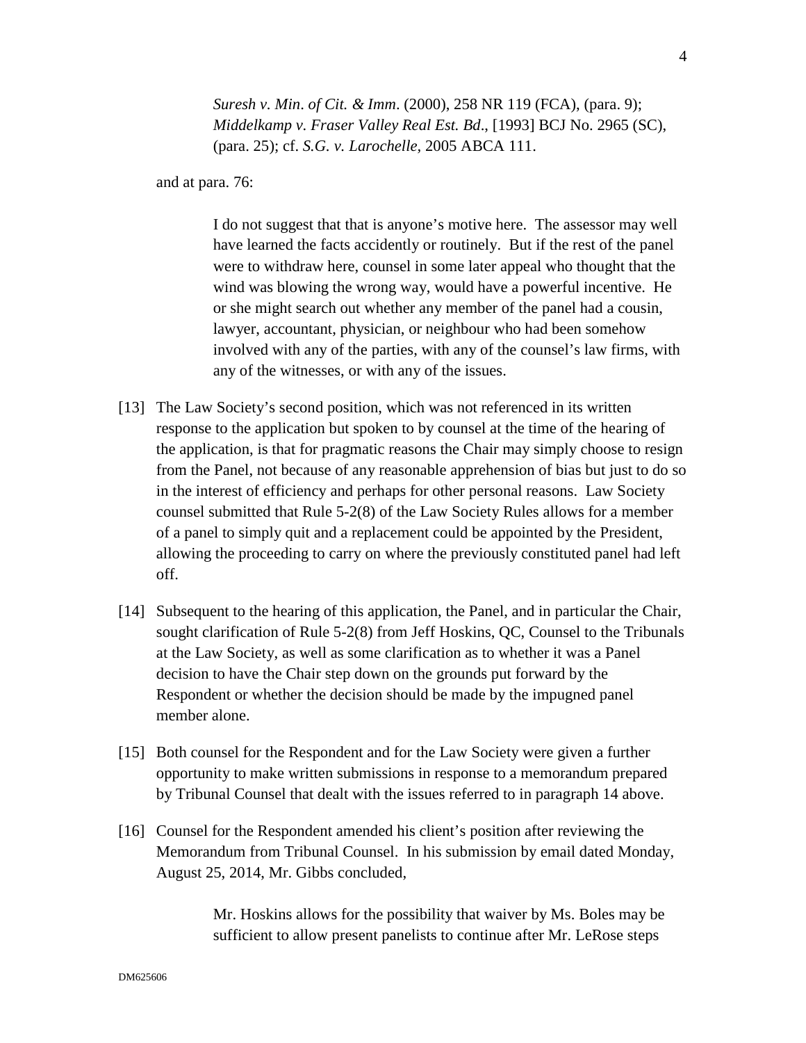> *Suresh v. Min. of Cit. & Imm*. (2000), 258 NR 119 (FCA), (para. 9); *Middelkamp v. Fraser Valley Real Est. Bd*., [1993] BCJ No. 2965 (SC), (para. 25); cf. *S.G. v. Larochelle*, 2005 ABCA 111.

and at para. 76:

> I do not suggest that that is anyone's motive here. The assessor may well have learned the facts accidently or routinely. But if the rest of the panel were to withdraw here, counsel in some later appeal who thought that the wind was blowing the wrong way, would have a powerful incentive. He or she might search out whether any member of the panel had a cousin, lawyer, accountant, physician, or neighbour who had been somehow involved with any of the parties, with any of the counsel's law firms, with any of the witnesses, or with any of the issues.

[13] The Law Society's second position, which was not referenced in its written response to the application but spoken to by counsel at the time of the hearing of the application, is that for pragmatic reasons the Chair may simply choose to resign from the Panel, not because of any reasonable apprehension of bias but just to do so in the interest of efficiency and perhaps for other personal reasons. Law Society counsel submitted that Rule 5-2(8) of the Law Society Rules allows for a member of a panel to simply quit and a replacement could be appointed by the President, allowing the proceeding to carry on where the previously constituted panel had left off.

[14] Subsequent to the hearing of this application, the Panel, and in particular the Chair, sought clarification of Rule 5-2(8) from Jeff Hoskins, QC, Counsel to the Tribunals at the Law Society, as well as some clarification as to whether it was a Panel decision to have the Chair step down on the grounds put forward by the Respondent or whether the decision should be made by the impugned panel member alone.

[15] Both counsel for the Respondent and for the Law Society were given a further opportunity to make written submissions in response to a memorandum prepared by Tribunal Counsel that dealt with the issues referred to in paragraph 14 above.

[16] Counsel for the Respondent amended his client's position after reviewing the Memorandum from Tribunal Counsel. In his submission by email dated Monday, August 25, 2014, Mr. Gibbs concluded,

> Mr. Hoskins allows for the possibility that waiver by Ms. Boles may be sufficient to allow present panelists to continue after Mr. LeRose steps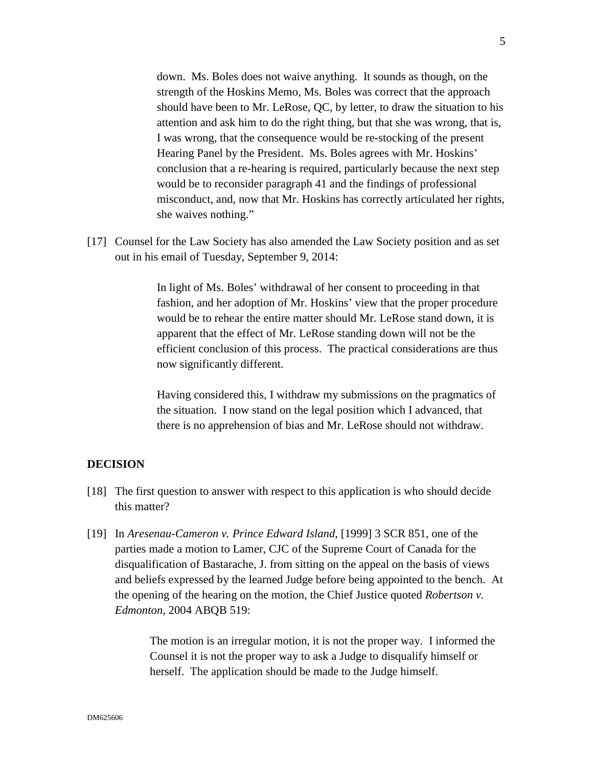down. Ms. Boles does not waive anything. It sounds as though, on the strength of the Hoskins Memo, Ms. Boles was correct that the approach should have been to Mr. LeRose, QC, by letter, to draw the situation to his attention and ask him to do the right thing, but that she was wrong, that is, I was wrong, that the consequence would be re-stocking of the present Hearing Panel by the President. Ms. Boles agrees with Mr. Hoskins' conclusion that a re-hearing is required, particularly because the next step would be to reconsider paragraph 41 and the findings of professional misconduct, and, now that Mr. Hoskins has correctly articulated her rights, she waives nothing."

[17] Counsel for the Law Society has also amended the Law Society position and as set out in his email of Tuesday, September 9, 2014:

> In light of Ms. Boles' withdrawal of her consent to proceeding in that fashion, and her adoption of Mr. Hoskins' view that the proper procedure would be to rehear the entire matter should Mr. LeRose stand down, it is apparent that the effect of Mr. LeRose standing down will not be the efficient conclusion of this process. The practical considerations are thus now significantly different.
>
> Having considered this, I withdraw my submissions on the pragmatics of the situation. I now stand on the legal position which I advanced, that there is no apprehension of bias and Mr. LeRose should not withdraw.

## DECISION

[18] The first question to answer with respect to this application is who should decide this matter?

[19] In *Aresenau-Cameron v. Prince Edward Island*, [1999] 3 SCR 851, one of the parties made a motion to Lamer, CJC of the Supreme Court of Canada for the disqualification of Bastarache, J. from sitting on the appeal on the basis of views and beliefs expressed by the learned Judge before being appointed to the bench. At the opening of the hearing on the motion, the Chief Justice quoted *Robertson v. Edmonton*, 2004 ABQB 519:

> The motion is an irregular motion, it is not the proper way. I informed the Counsel it is not the proper way to ask a Judge to disqualify himself or herself. The application should be made to the Judge himself.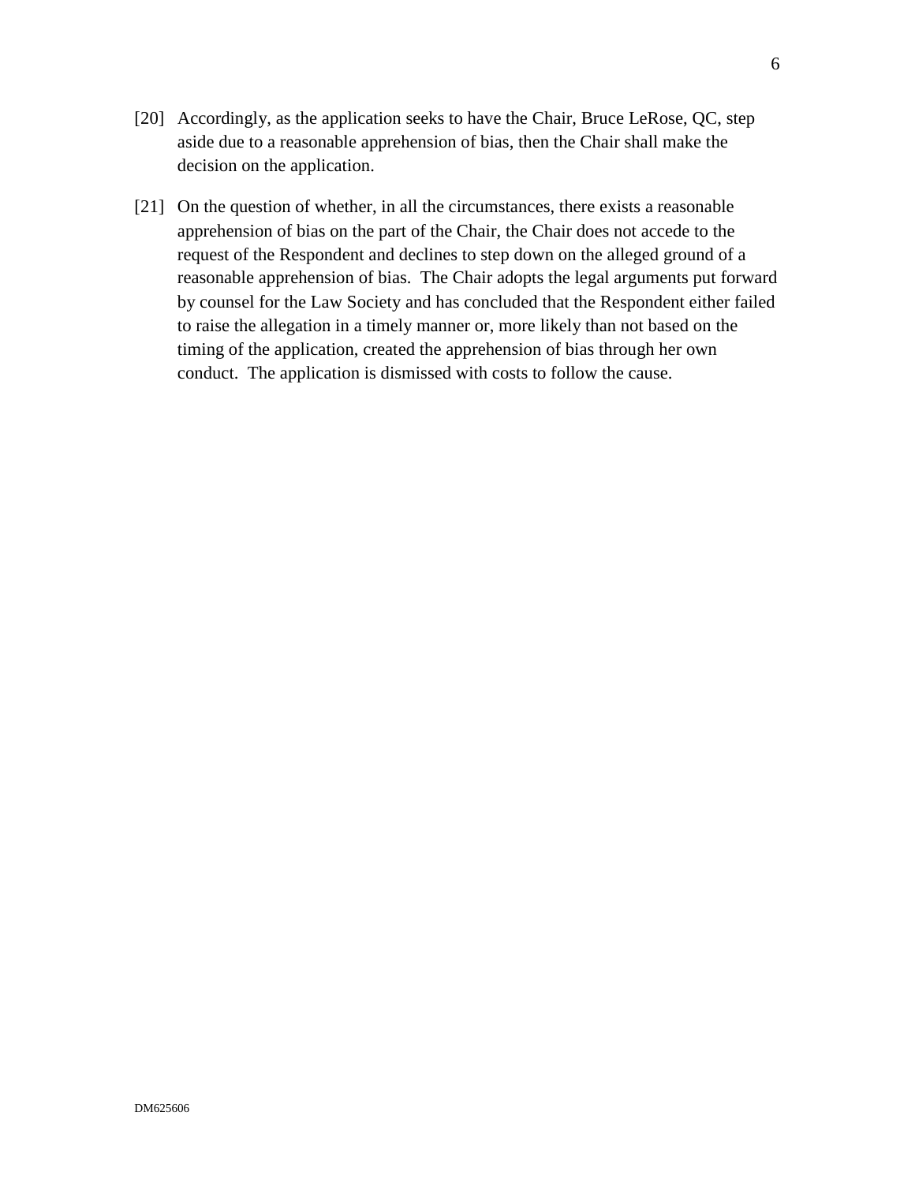[20] Accordingly, as the application seeks to have the Chair, Bruce LeRose, QC, step aside due to a reasonable apprehension of bias, then the Chair shall make the decision on the application.

[21] On the question of whether, in all the circumstances, there exists a reasonable apprehension of bias on the part of the Chair, the Chair does not accede to the request of the Respondent and declines to step down on the alleged ground of a reasonable apprehension of bias. The Chair adopts the legal arguments put forward by counsel for the Law Society and has concluded that the Respondent either failed to raise the allegation in a timely manner or, more likely than not based on the timing of the application, created the apprehension of bias through her own conduct. The application is dismissed with costs to follow the cause.

DM625606